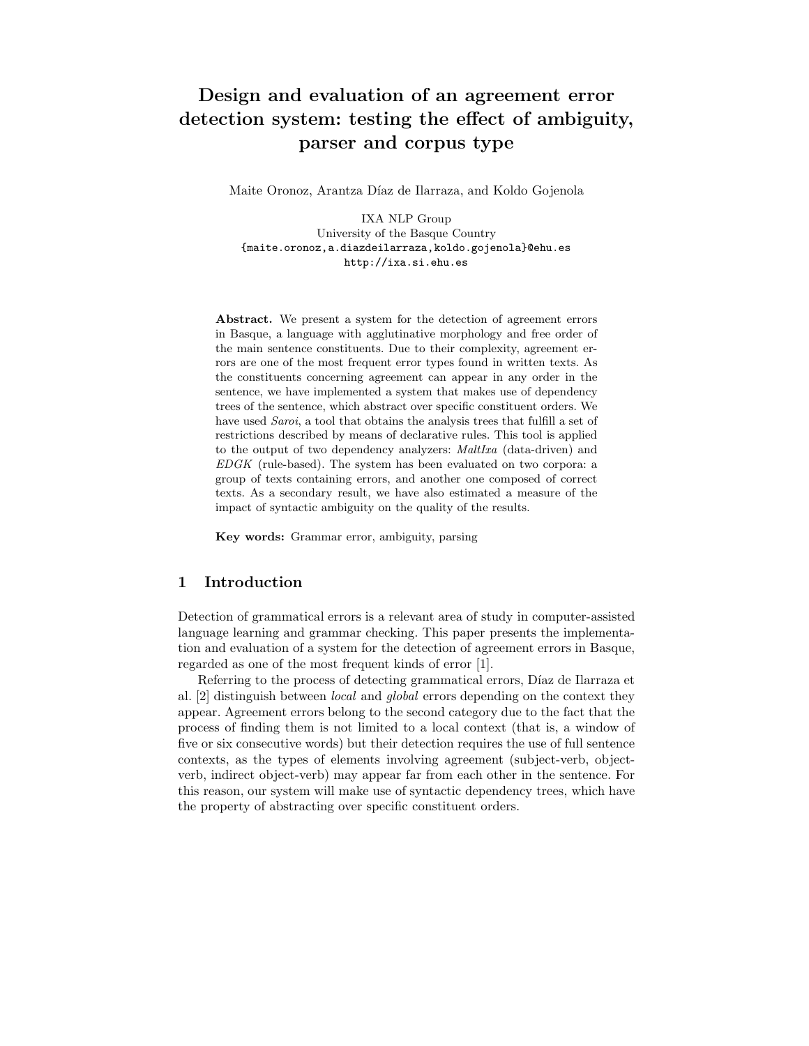# Design and evaluation of an agreement error detection system: testing the effect of ambiguity, parser and corpus type

Maite Oronoz, Arantza Díaz de Ilarraza, and Koldo Gojenola

IXA NLP Group
University of the Basque Country
{maite.oronoz,a.diazdeilarraza,koldo.gojenola}@ehu.es
http://ixa.si.ehu.es

**Abstract.** We present a system for the detection of agreement errors in Basque, a language with agglutinative morphology and free order of the main sentence constituents. Due to their complexity, agreement errors are one of the most frequent error types found in written texts. As the constituents concerning agreement can appear in any order in the sentence, we have implemented a system that makes use of dependency trees of the sentence, which abstract over specific constituent orders. We have used *Saroi*, a tool that obtains the analysis trees that fulfill a set of restrictions described by means of declarative rules. This tool is applied to the output of two dependency analyzers: *MaltIxa* (data-driven) and *EDGK* (rule-based). The system has been evaluated on two corpora: a group of texts containing errors, and another one composed of correct texts. As a secondary result, we have also estimated a measure of the impact of syntactic ambiguity on the quality of the results.

**Key words:** Grammar error, ambiguity, parsing

## 1 Introduction

Detection of grammatical errors is a relevant area of study in computer-assisted language learning and grammar checking. This paper presents the implementation and evaluation of a system for the detection of agreement errors in Basque, regarded as one of the most frequent kinds of error [1].

Referring to the process of detecting grammatical errors, Díaz de Ilarraza et al. [2] distinguish between *local* and *global* errors depending on the context they appear. Agreement errors belong to the second category due to the fact that the process of finding them is not limited to a local context (that is, a window of five or six consecutive words) but their detection requires the use of full sentence contexts, as the types of elements involving agreement (subject-verb, object-verb, indirect object-verb) may appear far from each other in the sentence. For this reason, our system will make use of syntactic dependency trees, which have the property of abstracting over specific constituent orders.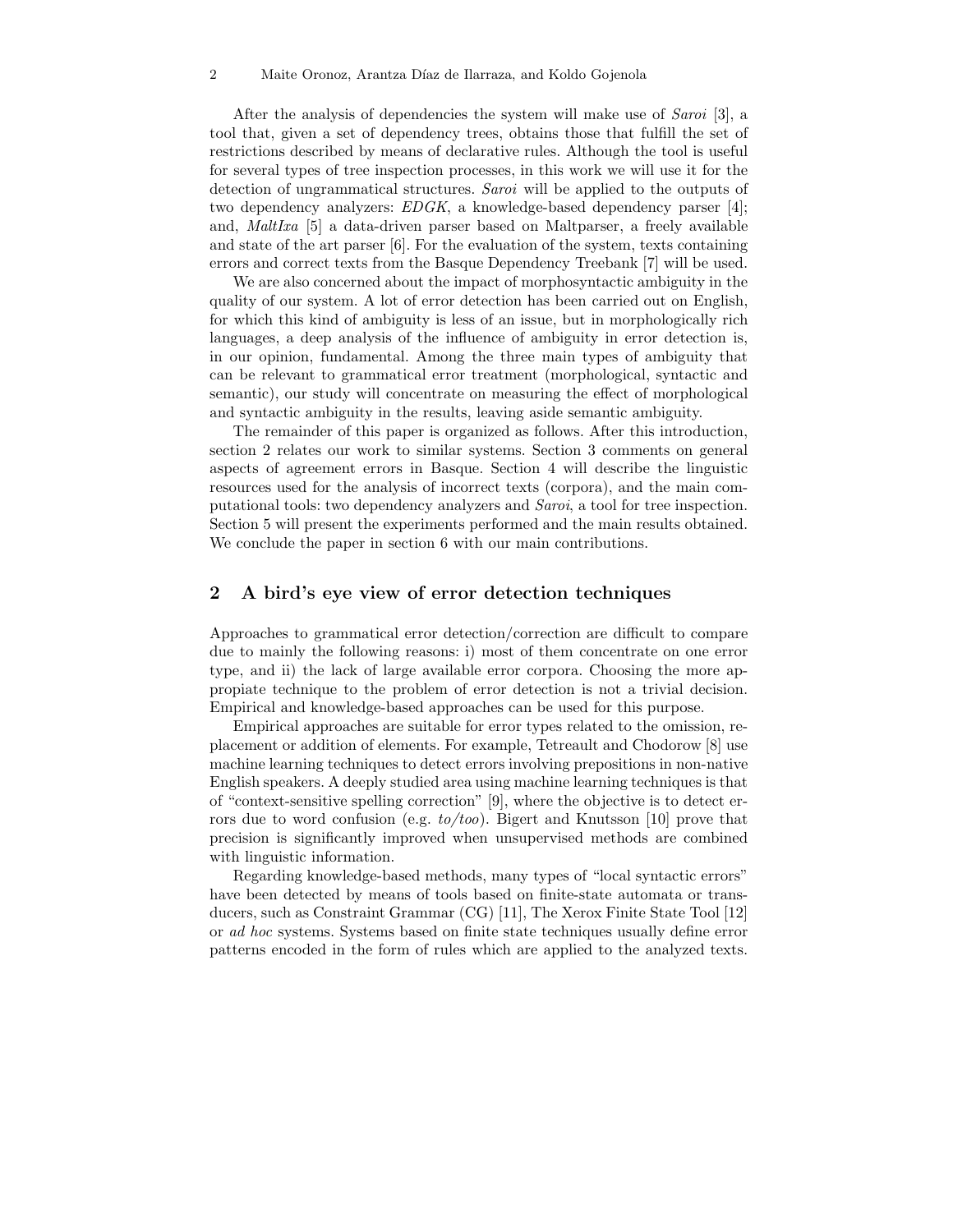After the analysis of dependencies the system will make use of *Saroi* [3], a tool that, given a set of dependency trees, obtains those that fulfill the set of restrictions described by means of declarative rules. Although the tool is useful for several types of tree inspection processes, in this work we will use it for the detection of ungrammatical structures. *Saroi* will be applied to the outputs of two dependency analyzers: *EDGK*, a knowledge-based dependency parser [4]; and, *MaltIxa* [5] a data-driven parser based on Maltparser, a freely available and state of the art parser [6]. For the evaluation of the system, texts containing errors and correct texts from the Basque Dependency Treebank [7] will be used.

We are also concerned about the impact of morphosyntactic ambiguity in the quality of our system. A lot of error detection has been carried out on English, for which this kind of ambiguity is less of an issue, but in morphologically rich languages, a deep analysis of the influence of ambiguity in error detection is, in our opinion, fundamental. Among the three main types of ambiguity that can be relevant to grammatical error treatment (morphological, syntactic and semantic), our study will concentrate on measuring the effect of morphological and syntactic ambiguity in the results, leaving aside semantic ambiguity.

The remainder of this paper is organized as follows. After this introduction, section 2 relates our work to similar systems. Section 3 comments on general aspects of agreement errors in Basque. Section 4 will describe the linguistic resources used for the analysis of incorrect texts (corpora), and the main computational tools: two dependency analyzers and *Saroi*, a tool for tree inspection. Section 5 will present the experiments performed and the main results obtained. We conclude the paper in section 6 with our main contributions.

## 2 A bird's eye view of error detection techniques

Approaches to grammatical error detection/correction are difficult to compare due to mainly the following reasons: i) most of them concentrate on one error type, and ii) the lack of large available error corpora. Choosing the more appropiate technique to the problem of error detection is not a trivial decision. Empirical and knowledge-based approaches can be used for this purpose.

Empirical approaches are suitable for error types related to the omission, replacement or addition of elements. For example, Tetreault and Chodorow [8] use machine learning techniques to detect errors involving prepositions in non-native English speakers. A deeply studied area using machine learning techniques is that of "context-sensitive spelling correction" [9], where the objective is to detect errors due to word confusion (e.g. *to/too*). Bigert and Knutsson [10] prove that precision is significantly improved when unsupervised methods are combined with linguistic information.

Regarding knowledge-based methods, many types of "local syntactic errors" have been detected by means of tools based on finite-state automata or transducers, such as Constraint Grammar (CG) [11], The Xerox Finite State Tool [12] or *ad hoc* systems. Systems based on finite state techniques usually define error patterns encoded in the form of rules which are applied to the analyzed texts.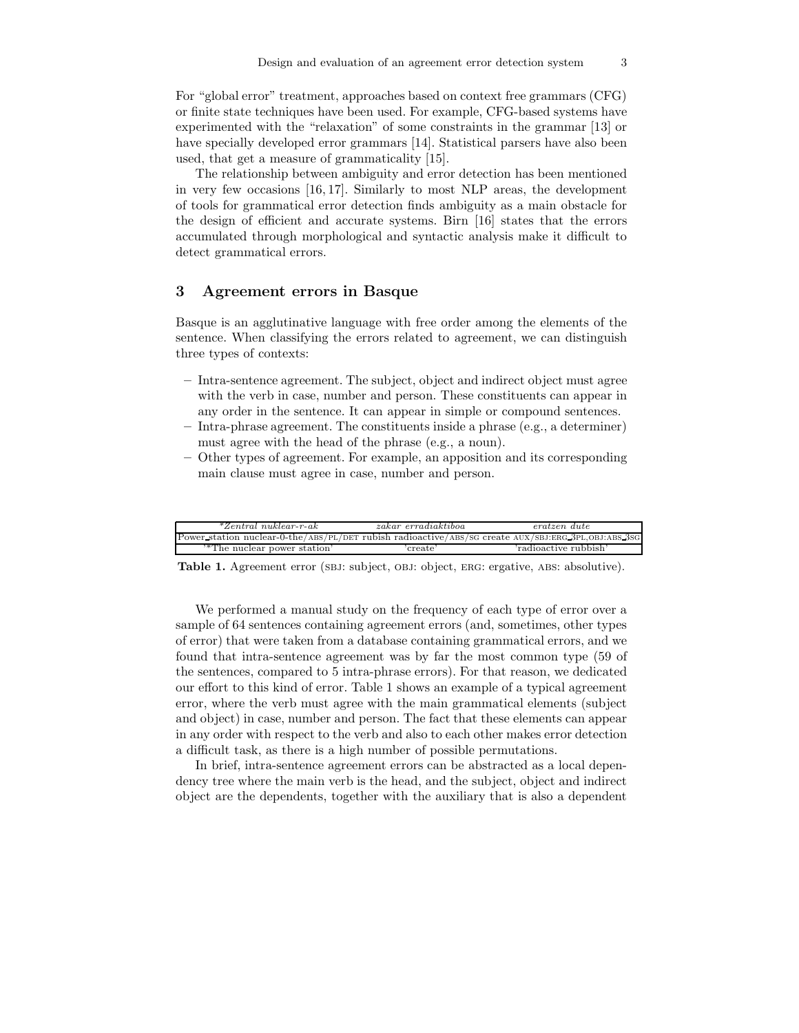For "global error" treatment, approaches based on context free grammars (CFG) or finite state techniques have been used. For example, CFG-based systems have experimented with the "relaxation" of some constraints in the grammar [13] or have specially developed error grammars [14]. Statistical parsers have also been used, that get a measure of grammaticality [15].

The relationship between ambiguity and error detection has been mentioned in very few occasions [16, 17]. Similarly to most NLP areas, the development of tools for grammatical error detection finds ambiguity as a main obstacle for the design of efficient and accurate systems. Birn [16] states that the errors accumulated through morphological and syntactic analysis make it difficult to detect grammatical errors.

## 3 Agreement errors in Basque

Basque is an agglutinative language with free order among the elements of the sentence. When classifying the errors related to agreement, we can distinguish three types of contexts:

- Intra-sentence agreement. The subject, object and indirect object must agree with the verb in case, number and person. These constituents can appear in any order in the sentence. It can appear in simple or compound sentences.
- Intra-phrase agreement. The constituents inside a phrase (e.g., a determiner) must agree with the head of the phrase (e.g., a noun).
- Other types of agreement. For example, an apposition and its corresponding main clause must agree in case, number and person.

| **Zentral nuklear-r-ak* | *zakar erradiaktiboa* | *eratzen dute* |
|---|---|---|
| Power_station nuclear-0-the/ABS/PL/DET | rubish radioactive/ABS/SG | create AUX/SBJ:ERG_3PL,OBJ:ABS_3SG |
| '*The nuclear power station' | 'create' | 'radioactive rubbish' |

**Table 1.** Agreement error (SBJ: subject, OBJ: object, ERG: ergative, ABS: absolutive).

We performed a manual study on the frequency of each type of error over a sample of 64 sentences containing agreement errors (and, sometimes, other types of error) that were taken from a database containing grammatical errors, and we found that intra-sentence agreement was by far the most common type (59 of the sentences, compared to 5 intra-phrase errors). For that reason, we dedicated our effort to this kind of error. Table 1 shows an example of a typical agreement error, where the verb must agree with the main grammatical elements (subject and object) in case, number and person. The fact that these elements can appear in any order with respect to the verb and also to each other makes error detection a difficult task, as there is a high number of possible permutations.

In brief, intra-sentence agreement errors can be abstracted as a local dependency tree where the main verb is the head, and the subject, object and indirect object are the dependents, together with the auxiliary that is also a dependent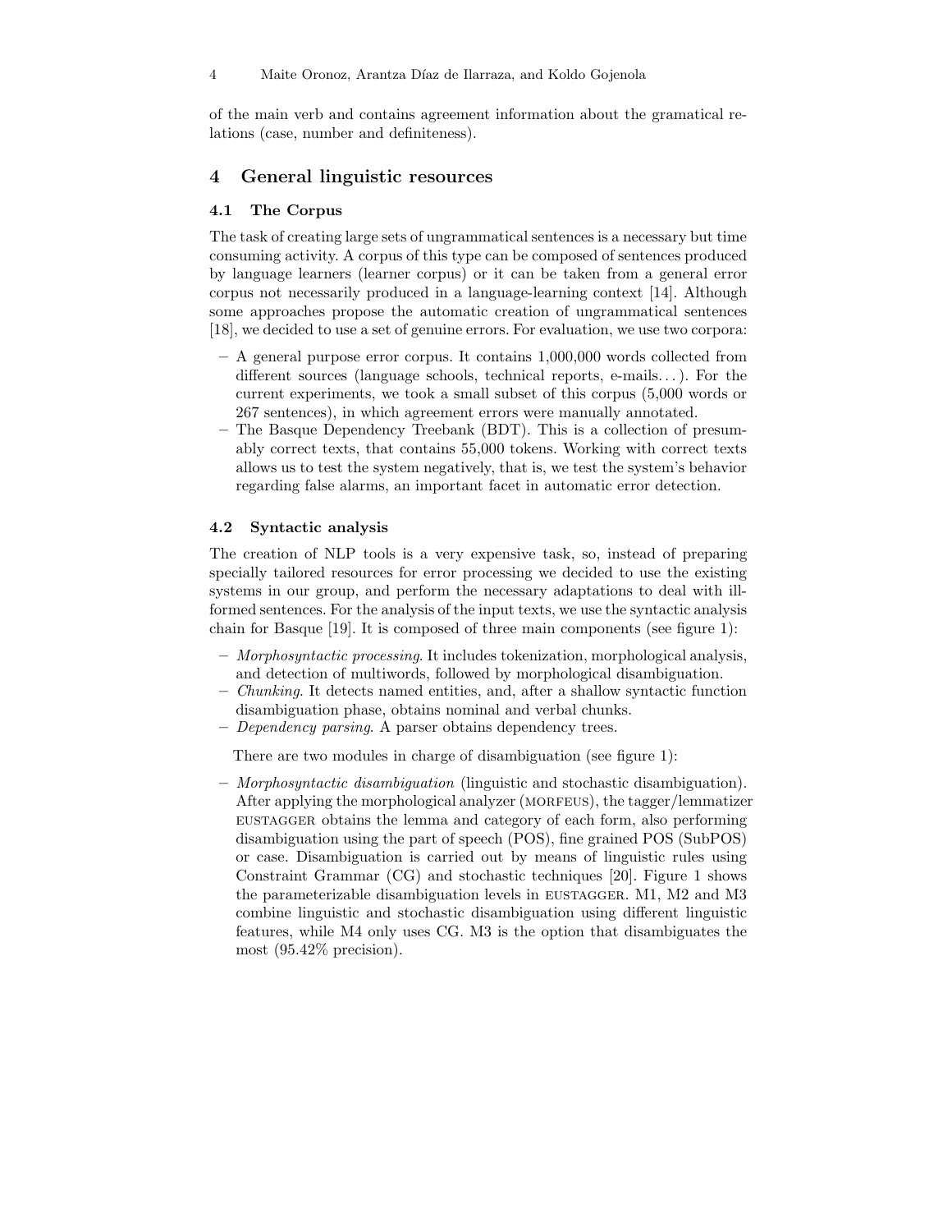of the main verb and contains agreement information about the gramatical relations (case, number and definiteness).

## 4 General linguistic resources

### 4.1 The Corpus

The task of creating large sets of ungrammatical sentences is a necessary but time consuming activity. A corpus of this type can be composed of sentences produced by language learners (learner corpus) or it can be taken from a general error corpus not necessarily produced in a language-learning context [14]. Although some approaches propose the automatic creation of ungrammatical sentences [18], we decided to use a set of genuine errors. For evaluation, we use two corpora:

- A general purpose error corpus. It contains 1,000,000 words collected from different sources (language schools, technical reports, e-mails...). For the current experiments, we took a small subset of this corpus (5,000 words or 267 sentences), in which agreement errors were manually annotated.
- The Basque Dependency Treebank (BDT). This is a collection of presumably correct texts, that contains 55,000 tokens. Working with correct texts allows us to test the system negatively, that is, we test the system's behavior regarding false alarms, an important facet in automatic error detection.

### 4.2 Syntactic analysis

The creation of NLP tools is a very expensive task, so, instead of preparing specially tailored resources for error processing we decided to use the existing systems in our group, and perform the necessary adaptations to deal with ill-formed sentences. For the analysis of the input texts, we use the syntactic analysis chain for Basque [19]. It is composed of three main components (see figure 1):

- *Morphosyntactic processing*. It includes tokenization, morphological analysis, and detection of multiwords, followed by morphological disambiguation.
- *Chunking*. It detects named entities, and, after a shallow syntactic function disambiguation phase, obtains nominal and verbal chunks.
- *Dependency parsing*. A parser obtains dependency trees.

There are two modules in charge of disambiguation (see figure 1):

- *Morphosyntactic disambiguation* (linguistic and stochastic disambiguation). After applying the morphological analyzer (MORFEUS), the tagger/lemmatizer EUSTAGGER obtains the lemma and category of each form, also performing disambiguation using the part of speech (POS), fine grained POS (SubPOS) or case. Disambiguation is carried out by means of linguistic rules using Constraint Grammar (CG) and stochastic techniques [20]. Figure 1 shows the parameterizable disambiguation levels in EUSTAGGER. M1, M2 and M3 combine linguistic and stochastic disambiguation using different linguistic features, while M4 only uses CG. M3 is the option that disambiguates the most (95.42% precision).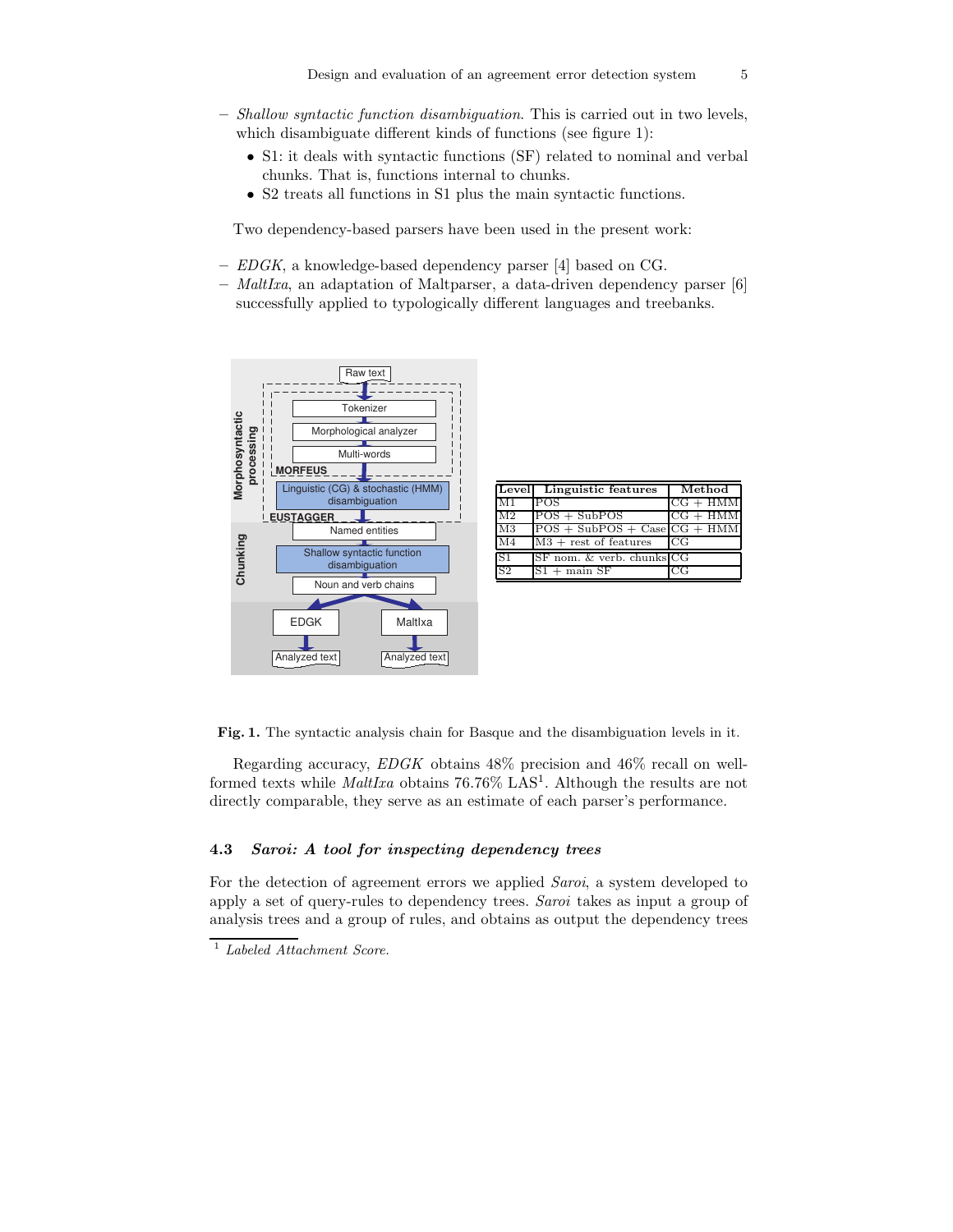- *Shallow syntactic function disambiguation*. This is carried out in two levels, which disambiguate different kinds of functions (see figure 1):
  - S1: it deals with syntactic functions (SF) related to nominal and verbal chunks. That is, functions internal to chunks.
  - S2 treats all functions in S1 plus the main syntactic functions.

Two dependency-based parsers have been used in the present work:

- *EDGK*, a knowledge-based dependency parser [4] based on CG.
- *MaltIxa*, an adaptation of Maltparser, a data-driven dependency parser [6] successfully applied to typologically different languages and treebanks.

| Level | Linguistic features | Method |
|---|---|---|
| M1 | POS | CG + HMM |
| M2 | POS + SubPOS | CG + HMM |
| M3 | POS + SubPOS + Case | CG + HMM |
| M4 | M3 + rest of features | CG |
| S1 | SF nom. & verb. chunks | CG |
| S2 | S1 + main SF | CG |

**Fig. 1.** The syntactic analysis chain for Basque and the disambiguation levels in it.

Regarding accuracy, *EDGK* obtains 48% precision and 46% recall on well-formed texts while *MaltIxa* obtains 76.76% LAS[1]. Although the results are not directly comparable, they serve as an estimate of each parser's performance.

### 4.3 *Saroi: A tool for inspecting dependency trees*

For the detection of agreement errors we applied *Saroi*, a system developed to apply a set of query-rules to dependency trees. *Saroi* takes as input a group of analysis trees and a group of rules, and obtains as output the dependency trees

[1] *Labeled Attachment Score.*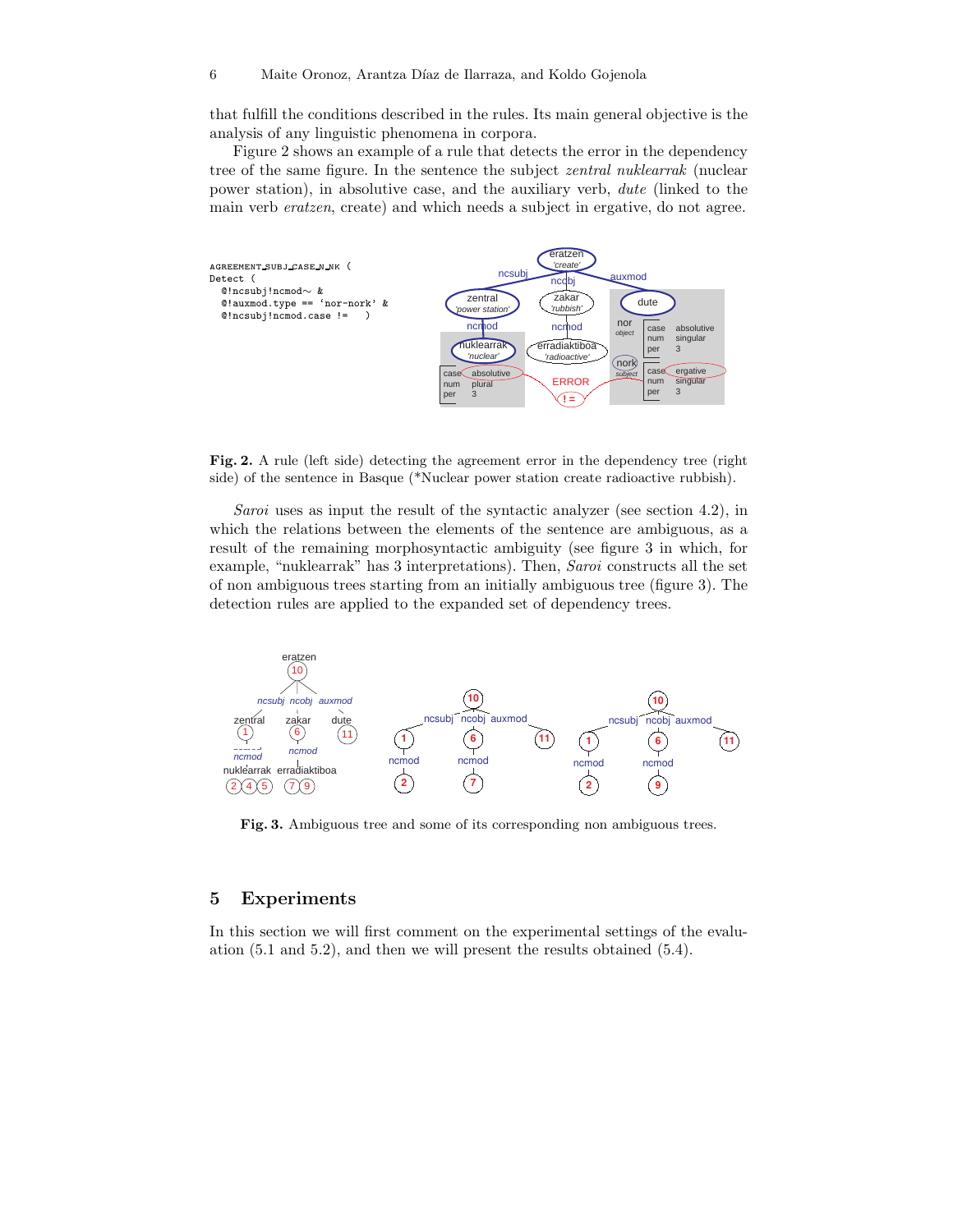that fulfill the conditions described in the rules. Its main general objective is the analysis of any linguistic phenomena in corpora.

Figure 2 shows an example of a rule that detects the error in the dependency tree of the same figure. In the sentence the subject *zentral nuklearrak* (nuclear power station), in absolutive case, and the auxiliary verb, *dute* (linked to the main verb *eratzen*, create) and which needs a subject in ergative, do not agree.

```
AGREEMENT_SUBJ_CASE_N_NK (
Detect (
  @!ncsubj!ncmod~ &
  @!auxmod.type == 'nor-nork' &
  @!ncsubj!ncmod.case !=    )
```

**Fig. 2.** A rule (left side) detecting the agreement error in the dependency tree (right side) of the sentence in Basque (*Nuclear power station create radioactive rubbish).

*Saroi* uses as input the result of the syntactic analyzer (see section 4.2), in which the relations between the elements of the sentence are ambiguous, as a result of the remaining morphosyntactic ambiguity (see figure 3 in which, for example, "nuklearrak" has 3 interpretations). Then, *Saroi* constructs all the set of non ambiguous trees starting from an initially ambiguous tree (figure 3). The detection rules are applied to the expanded set of dependency trees.

**Fig. 3.** Ambiguous tree and some of its corresponding non ambiguous trees.

## 5 Experiments

In this section we will first comment on the experimental settings of the evaluation (5.1 and 5.2), and then we will present the results obtained (5.4).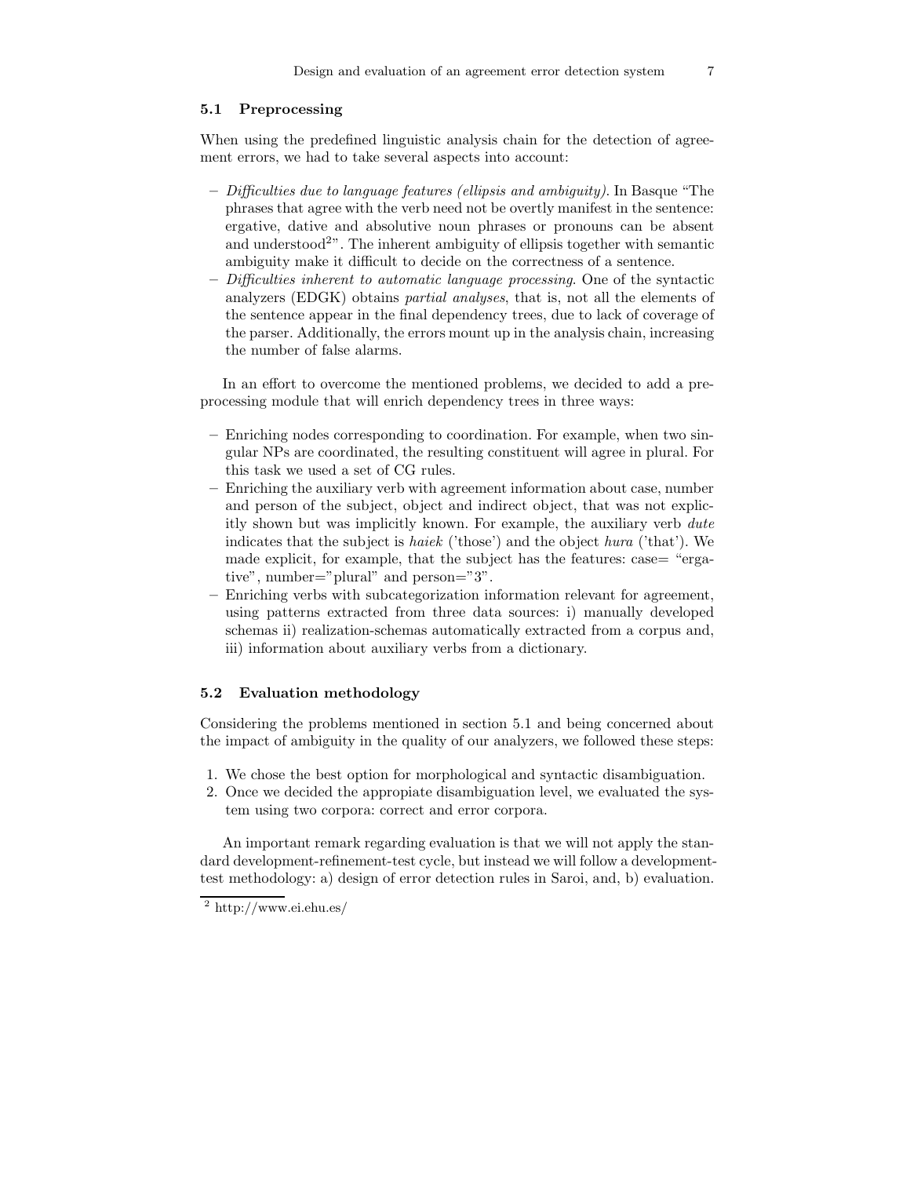### 5.1 Preprocessing

When using the predefined linguistic analysis chain for the detection of agreement errors, we had to take several aspects into account:

- *Difficulties due to language features (ellipsis and ambiguity)*. In Basque "The phrases that agree with the verb need not be overtly manifest in the sentence: ergative, dative and absolutive noun phrases or pronouns can be absent and understood[2]". The inherent ambiguity of ellipsis together with semantic ambiguity make it difficult to decide on the correctness of a sentence.
- *Difficulties inherent to automatic language processing*. One of the syntactic analyzers (EDGK) obtains *partial analyses*, that is, not all the elements of the sentence appear in the final dependency trees, due to lack of coverage of the parser. Additionally, the errors mount up in the analysis chain, increasing the number of false alarms.

In an effort to overcome the mentioned problems, we decided to add a preprocessing module that will enrich dependency trees in three ways:

- Enriching nodes corresponding to coordination. For example, when two singular NPs are coordinated, the resulting constituent will agree in plural. For this task we used a set of CG rules.
- Enriching the auxiliary verb with agreement information about case, number and person of the subject, object and indirect object, that was not explicitly shown but was implicitly known. For example, the auxiliary verb *dute* indicates that the subject is *haiek* ('those') and the object *hura* ('that'). We made explicit, for example, that the subject has the features: case= "ergative", number="plural" and person="3".
- Enriching verbs with subcategorization information relevant for agreement, using patterns extracted from three data sources: i) manually developed schemas ii) realization-schemas automatically extracted from a corpus and, iii) information about auxiliary verbs from a dictionary.

### 5.2 Evaluation methodology

Considering the problems mentioned in section 5.1 and being concerned about the impact of ambiguity in the quality of our analyzers, we followed these steps:

1. We chose the best option for morphological and syntactic disambiguation.
2. Once we decided the appropiate disambiguation level, we evaluated the system using two corpora: correct and error corpora.

An important remark regarding evaluation is that we will not apply the standard development-refinement-test cycle, but instead we will follow a development-test methodology: a) design of error detection rules in Saroi, and, b) evaluation.

[2] http://www.ei.ehu.es/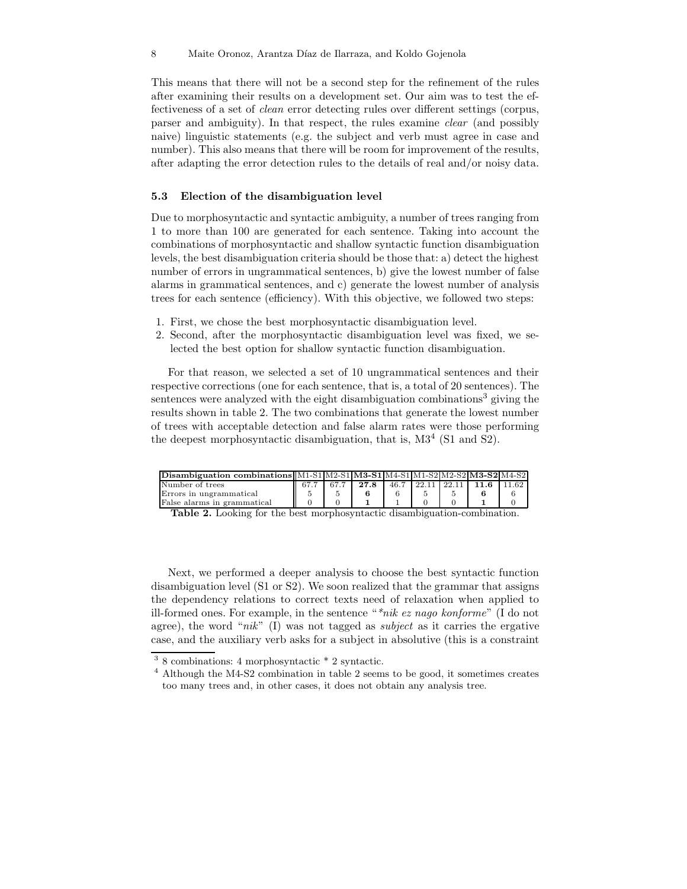This means that there will not be a second step for the refinement of the rules after examining their results on a development set. Our aim was to test the effectiveness of a set of *clean* error detecting rules over different settings (corpus, parser and ambiguity). In that respect, the rules examine *clear* (and possibly naive) linguistic statements (e.g. the subject and verb must agree in case and number). This also means that there will be room for improvement of the results, after adapting the error detection rules to the details of real and/or noisy data.

### 5.3 Election of the disambiguation level

Due to morphosyntactic and syntactic ambiguity, a number of trees ranging from 1 to more than 100 are generated for each sentence. Taking into account the combinations of morphosyntactic and shallow syntactic function disambiguation levels, the best disambiguation criteria should be those that: a) detect the highest number of errors in ungrammatical sentences, b) give the lowest number of false alarms in grammatical sentences, and c) generate the lowest number of analysis trees for each sentence (efficiency). With this objective, we followed two steps:

1. First, we chose the best morphosyntactic disambiguation level.
2. Second, after the morphosyntactic disambiguation level was fixed, we selected the best option for shallow syntactic function disambiguation.

For that reason, we selected a set of 10 ungrammatical sentences and their respective corrections (one for each sentence, that is, a total of 20 sentences). The sentences were analyzed with the eight disambiguation combinations[3] giving the results shown in table 2. The two combinations that generate the lowest number of trees with acceptable detection and false alarm rates were those performing the deepest morphosyntactic disambiguation, that is, M3[4] (S1 and S2).

| **Disambiguation combinations** | M1-S1 | M2-S1 | **M3-S1** | M4-S1 | M1-S2 | M2-S2 | **M3-S2** | M4-S2 |
|---|---|---|---|---|---|---|---|---|
| Number of trees | 67.7 | 67.7 | **27.8** | 46.7 | 22.11 | 22.11 | **11.6** | 11.62 |
| Errors in ungrammatical | 5 | 5 | **6** | 6 | 5 | 5 | **6** | 6 |
| False alarms in grammatical | 0 | 0 | **1** | 1 | 0 | 0 | **1** | 0 |

**Table 2.** Looking for the best morphosyntactic disambiguation-combination.

Next, we performed a deeper analysis to choose the best syntactic function disambiguation level (S1 or S2). We soon realized that the grammar that assigns the dependency relations to correct texts need of relaxation when applied to ill-formed ones. For example, in the sentence "*\*nik ez nago konforme*" (I do not agree), the word "*nik*" (I) was not tagged as *subject* as it carries the ergative case, and the auxiliary verb asks for a subject in absolutive (this is a constraint

[3] 8 combinations: 4 morphosyntactic * 2 syntactic.

[4] Although the M4-S2 combination in table 2 seems to be good, it sometimes creates too many trees and, in other cases, it does not obtain any analysis tree.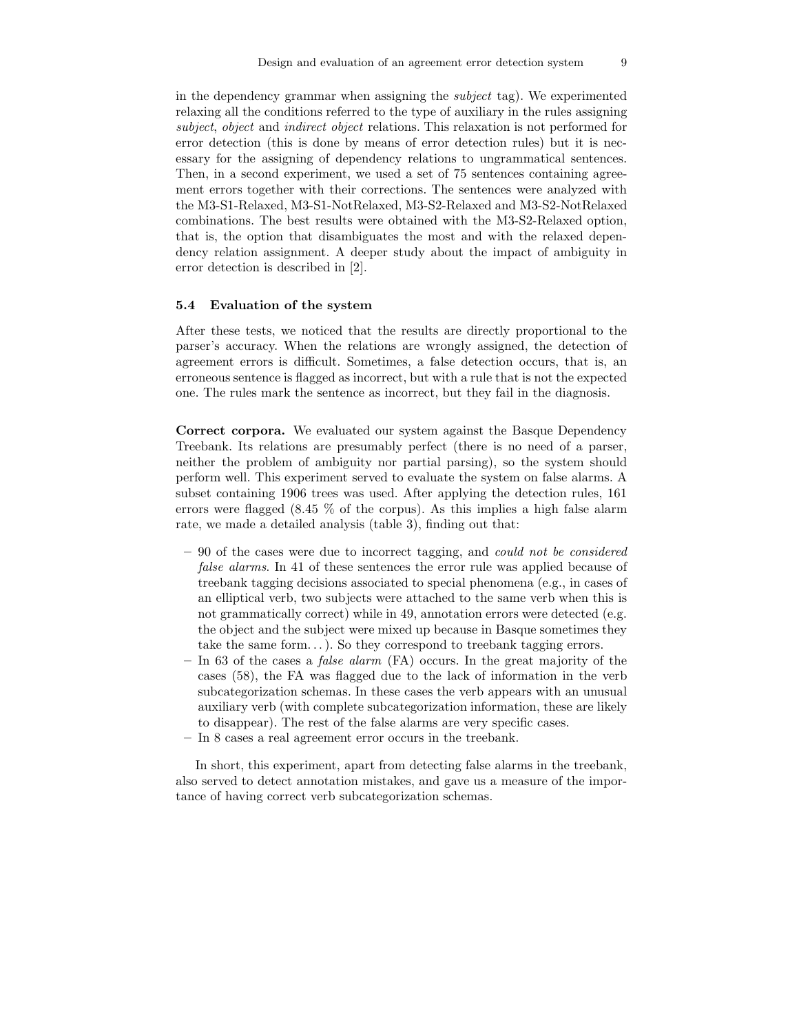in the dependency grammar when assigning the *subject* tag). We experimented relaxing all the conditions referred to the type of auxiliary in the rules assigning *subject*, *object* and *indirect object* relations. This relaxation is not performed for error detection (this is done by means of error detection rules) but it is necessary for the assigning of dependency relations to ungrammatical sentences. Then, in a second experiment, we used a set of 75 sentences containing agreement errors together with their corrections. The sentences were analyzed with the M3-S1-Relaxed, M3-S1-NotRelaxed, M3-S2-Relaxed and M3-S2-NotRelaxed combinations. The best results were obtained with the M3-S2-Relaxed option, that is, the option that disambiguates the most and with the relaxed dependency relation assignment. A deeper study about the impact of ambiguity in error detection is described in [2].

### 5.4 Evaluation of the system

After these tests, we noticed that the results are directly proportional to the parser's accuracy. When the relations are wrongly assigned, the detection of agreement errors is difficult. Sometimes, a false detection occurs, that is, an erroneous sentence is flagged as incorrect, but with a rule that is not the expected one. The rules mark the sentence as incorrect, but they fail in the diagnosis.

**Correct corpora.** We evaluated our system against the Basque Dependency Treebank. Its relations are presumably perfect (there is no need of a parser, neither the problem of ambiguity nor partial parsing), so the system should perform well. This experiment served to evaluate the system on false alarms. A subset containing 1906 trees was used. After applying the detection rules, 161 errors were flagged (8.45 % of the corpus). As this implies a high false alarm rate, we made a detailed analysis (table 3), finding out that:

- 90 of the cases were due to incorrect tagging, and *could not be considered false alarms*. In 41 of these sentences the error rule was applied because of treebank tagging decisions associated to special phenomena (e.g., in cases of an elliptical verb, two subjects were attached to the same verb when this is not grammatically correct) while in 49, annotation errors were detected (e.g. the object and the subject were mixed up because in Basque sometimes they take the same form. . . ). So they correspond to treebank tagging errors.
- In 63 of the cases a *false alarm* (FA) occurs. In the great majority of the cases (58), the FA was flagged due to the lack of information in the verb subcategorization schemas. In these cases the verb appears with an unusual auxiliary verb (with complete subcategorization information, these are likely to disappear). The rest of the false alarms are very specific cases.
- In 8 cases a real agreement error occurs in the treebank.

In short, this experiment, apart from detecting false alarms in the treebank, also served to detect annotation mistakes, and gave us a measure of the importance of having correct verb subcategorization schemas.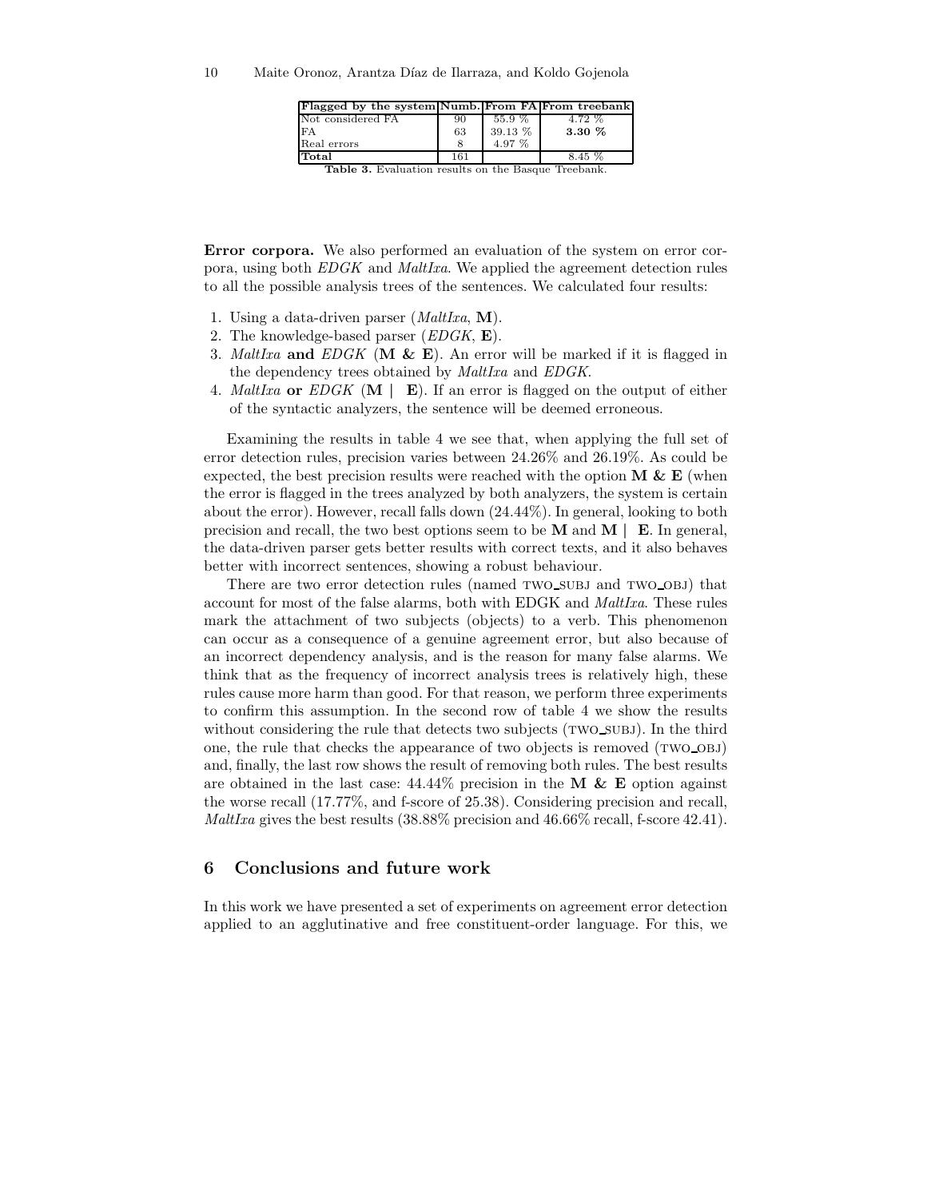| **Flagged by the system** | **Numb.** | **From FA** | **From treebank** |
|---|---|---|---|
| Not considered FA | 90 | 55.9 % | 4.72 % |
| FA | 63 | 39.13 % | **3.30 %** |
| Real errors | 8 | 4.97 % | |
| **Total** | 161 | | 8.45 % |

**Table 3.** Evaluation results on the Basque Treebank.

**Error corpora.** We also performed an evaluation of the system on error corpora, using both *EDGK* and *MaltIxa*. We applied the agreement detection rules to all the possible analysis trees of the sentences. We calculated four results:

1. Using a data-driven parser (*MaltIxa*, **M**).
2. The knowledge-based parser (*EDGK*, **E**).
3. *MaltIxa* **and** *EDGK* (**M & E**). An error will be marked if it is flagged in the dependency trees obtained by *MaltIxa* and *EDGK*.
4. *MaltIxa* **or** *EDGK* (**M | E**). If an error is flagged on the output of either of the syntactic analyzers, the sentence will be deemed erroneous.

Examining the results in table 4 we see that, when applying the full set of error detection rules, precision varies between 24.26% and 26.19%. As could be expected, the best precision results were reached with the option **M & E** (when the error is flagged in the trees analyzed by both analyzers, the system is certain about the error). However, recall falls down (24.44%). In general, looking to both precision and recall, the two best options seem to be **M** and **M | E**. In general, the data-driven parser gets better results with correct texts, and it also behaves better with incorrect sentences, showing a robust behaviour.

There are two error detection rules (named TWO_SUBJ and TWO_OBJ) that account for most of the false alarms, both with EDGK and *MaltIxa*. These rules mark the attachment of two subjects (objects) to a verb. This phenomenon can occur as a consequence of a genuine agreement error, but also because of an incorrect dependency analysis, and is the reason for many false alarms. We think that as the frequency of incorrect analysis trees is relatively high, these rules cause more harm than good. For that reason, we perform three experiments to confirm this assumption. In the second row of table 4 we show the results without considering the rule that detects two subjects (TWO_SUBJ). In the third one, the rule that checks the appearance of two objects is removed (TWO_OBJ) and, finally, the last row shows the result of removing both rules. The best results are obtained in the last case: 44.44% precision in the **M & E** option against the worse recall (17.77%, and f-score of 25.38). Considering precision and recall, *MaltIxa* gives the best results (38.88% precision and 46.66% recall, f-score 42.41).

## 6 Conclusions and future work

In this work we have presented a set of experiments on agreement error detection applied to an agglutinative and free constituent-order language. For this, we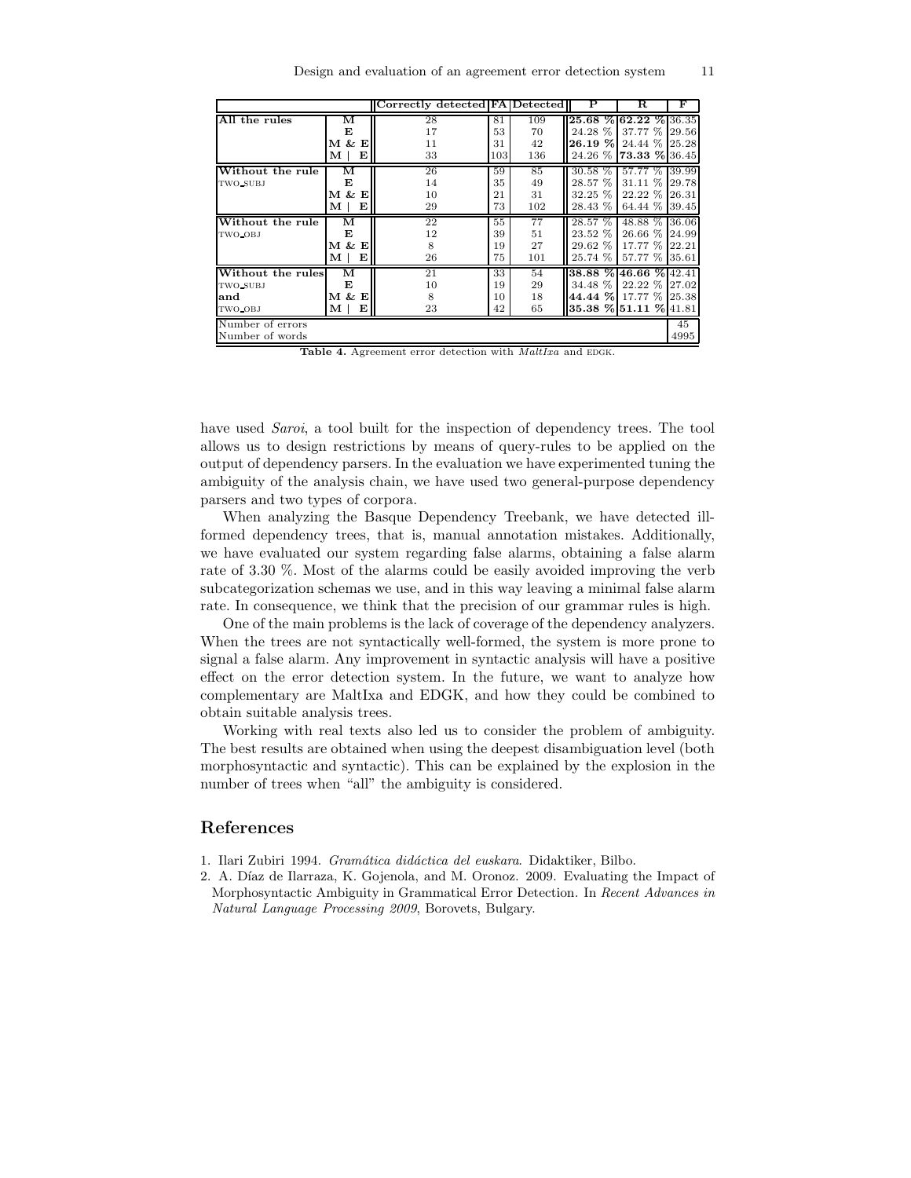| | | Correctly detected | FA | Detected | P | R | F |
|---|---|---|---|---|---|---|---|
| **All the rules** | **M** | 28 | 81 | 109 | **25.68 %** | **62.22 %** | 36.35 |
| | **E** | 17 | 53 | 70 | 24.28 % | 37.77 % | 29.56 |
| | **M & E** | 11 | 31 | 42 | **26.19 %** | 24.44 % | 25.28 |
| | **M \| E** | 33 | 103 | 136 | 24.26 % | **73.33 %** | 36.45 |
| **Without the rule** TWO_SUBJ | **M** | 26 | 59 | 85 | 30.58 % | 57.77 % | 39.99 |
| | **E** | 14 | 35 | 49 | 28.57 % | 31.11 % | 29.78 |
| | **M & E** | 10 | 21 | 31 | 32.25 % | 22.22 % | 26.31 |
| | **M \| E** | 29 | 73 | 102 | 28.43 % | 64.44 % | 39.45 |
| **Without the rule** TWO_OBJ | **M** | 22 | 55 | 77 | 28.57 % | 48.88 % | 36.06 |
| | **E** | 12 | 39 | 51 | 23.52 % | 26.66 % | 24.99 |
| | **M & E** | 8 | 19 | 27 | 29.62 % | 17.77 % | 22.21 |
| | **M \| E** | 26 | 75 | 101 | 25.74 % | 57.77 % | 35.61 |
| **Without the rules** TWO_SUBJ **and** TWO_OBJ | **M** | 21 | 33 | 54 | **38.88 %** | **46.66 %** | 42.41 |
| | **E** | 10 | 19 | 29 | 34.48 % | 22.22 % | 27.02 |
| | **M & E** | 8 | 10 | 18 | **44.44 %** | 17.77 % | 25.38 |
| | **M \| E** | 23 | 42 | 65 | **35.38 %** | **51.11 %** | 41.81 |
| Number of errors | | | | | | | 45 |
| Number of words | | | | | | | 4995 |

**Table 4.** Agreement error detection with *MaltIxa* and EDGK.

have used *Saroi*, a tool built for the inspection of dependency trees. The tool allows us to design restrictions by means of query-rules to be applied on the output of dependency parsers. In the evaluation we have experimented tuning the ambiguity of the analysis chain, we have used two general-purpose dependency parsers and two types of corpora.

When analyzing the Basque Dependency Treebank, we have detected ill-formed dependency trees, that is, manual annotation mistakes. Additionally, we have evaluated our system regarding false alarms, obtaining a false alarm rate of 3.30 %. Most of the alarms could be easily avoided improving the verb subcategorization schemas we use, and in this way leaving a minimal false alarm rate. In consequence, we think that the precision of our grammar rules is high.

One of the main problems is the lack of coverage of the dependency analyzers. When the trees are not syntactically well-formed, the system is more prone to signal a false alarm. Any improvement in syntactic analysis will have a positive effect on the error detection system. In the future, we want to analyze how complementary are MaltIxa and EDGK, and how they could be combined to obtain suitable analysis trees.

Working with real texts also led us to consider the problem of ambiguity. The best results are obtained when using the deepest disambiguation level (both morphosyntactic and syntactic). This can be explained by the explosion in the number of trees when "all" the ambiguity is considered.

## References

1. Ilari Zubiri 1994. *Gramática didáctica del euskara*. Didaktiker, Bilbo.
2. A. Díaz de Ilarraza, K. Gojenola, and M. Oronoz. 2009. Evaluating the Impact of Morphosyntactic Ambiguity in Grammatical Error Detection. In *Recent Advances in Natural Language Processing 2009*, Borovets, Bulgary.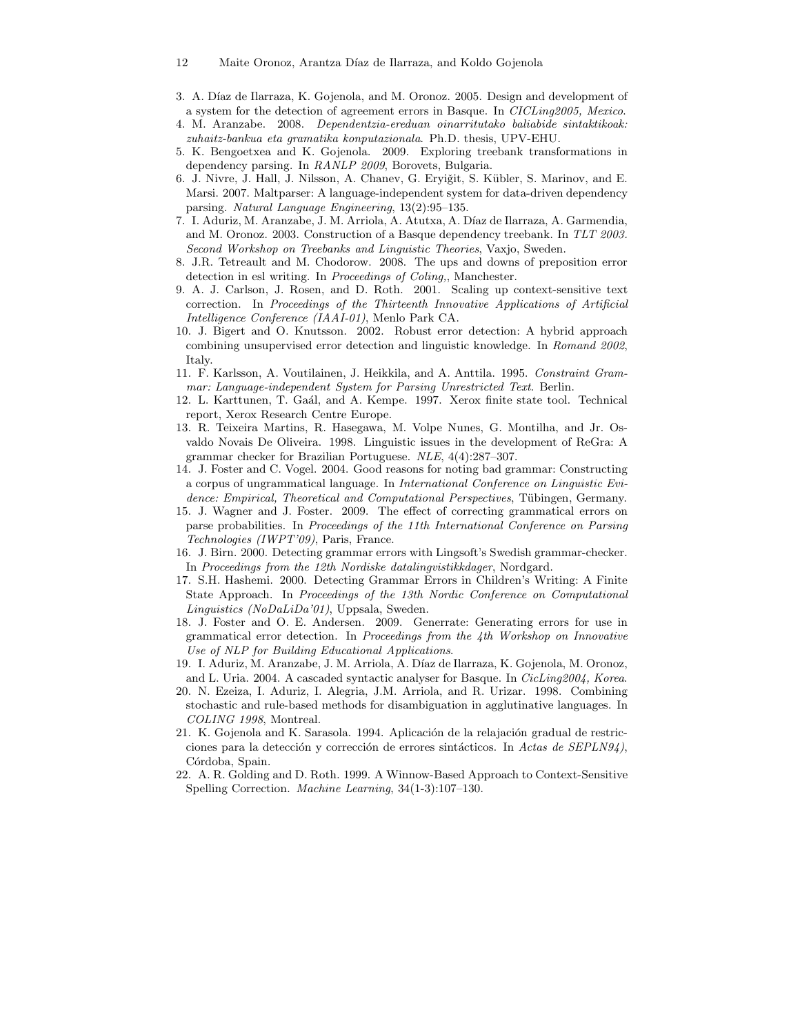3. A. Díaz de Ilarraza, K. Gojenola, and M. Oronoz. 2005. Design and development of a system for the detection of agreement errors in Basque. In *CICLing2005, Mexico*.
4. M. Aranzabe. 2008. *Dependentzia-ereduan oinarritutako baliabide sintaktikoak: zuhaitz-bankua eta gramatika konputazionala*. Ph.D. thesis, UPV-EHU.
5. K. Bengoetxea and K. Gojenola. 2009. Exploring treebank transformations in dependency parsing. In *RANLP 2009*, Borovets, Bulgaria.
6. J. Nivre, J. Hall, J. Nilsson, A. Chanev, G. Eryiğit, S. Kübler, S. Marinov, and E. Marsi. 2007. Maltparser: A language-independent system for data-driven dependency parsing. *Natural Language Engineering*, 13(2):95–135.
7. I. Aduriz, M. Aranzabe, J. M. Arriola, A. Atutxa, A. Díaz de Ilarraza, A. Garmendia, and M. Oronoz. 2003. Construction of a Basque dependency treebank. In *TLT 2003. Second Workshop on Treebanks and Linguistic Theories*, Vaxjo, Sweden.
8. J.R. Tetreault and M. Chodorow. 2008. The ups and downs of preposition error detection in esl writing. In *Proceedings of Coling,*, Manchester.
9. A. J. Carlson, J. Rosen, and D. Roth. 2001. Scaling up context-sensitive text correction. In *Proceedings of the Thirteenth Innovative Applications of Artificial Intelligence Conference (IAAI-01)*, Menlo Park CA.
10. J. Bigert and O. Knutsson. 2002. Robust error detection: A hybrid approach combining unsupervised error detection and linguistic knowledge. In *Romand 2002*, Italy.
11. F. Karlsson, A. Voutilainen, J. Heikkila, and A. Anttila. 1995. *Constraint Grammar: Language-independent System for Parsing Unrestricted Text*. Berlin.
12. L. Karttunen, T. Gaál, and A. Kempe. 1997. Xerox finite state tool. Technical report, Xerox Research Centre Europe.
13. R. Teixeira Martins, R. Hasegawa, M. Volpe Nunes, G. Montilha, and Jr. Osvaldo Novais De Oliveira. 1998. Linguistic issues in the development of ReGra: A grammar checker for Brazilian Portuguese. *NLE*, 4(4):287–307.
14. J. Foster and C. Vogel. 2004. Good reasons for noting bad grammar: Constructing a corpus of ungrammatical language. In *International Conference on Linguistic Evidence: Empirical, Theoretical and Computational Perspectives*, Tübingen, Germany.
15. J. Wagner and J. Foster. 2009. The effect of correcting grammatical errors on parse probabilities. In *Proceedings of the 11th International Conference on Parsing Technologies (IWPT'09)*, Paris, France.
16. J. Birn. 2000. Detecting grammar errors with Lingsoft's Swedish grammar-checker. In *Proceedings from the 12th Nordiske datalingvistikkdager*, Nordgard.
17. S.H. Hashemi. 2000. Detecting Grammar Errors in Children's Writing: A Finite State Approach. In *Proceedings of the 13th Nordic Conference on Computational Linguistics (NoDaLiDa'01)*, Uppsala, Sweden.
18. J. Foster and O. E. Andersen. 2009. Generrate: Generating errors for use in grammatical error detection. In *Proceedings from the 4th Workshop on Innovative Use of NLP for Building Educational Applications*.
19. I. Aduriz, M. Aranzabe, J. M. Arriola, A. Díaz de Ilarraza, K. Gojenola, M. Oronoz, and L. Uria. 2004. A cascaded syntactic analyser for Basque. In *CicLing2004, Korea*.
20. N. Ezeiza, I. Aduriz, I. Alegria, J.M. Arriola, and R. Urizar. 1998. Combining stochastic and rule-based methods for disambiguation in agglutinative languages. In *COLING 1998*, Montreal.
21. K. Gojenola and K. Sarasola. 1994. Aplicación de la relajación gradual de restricciones para la detección y corrección de errores sintácticos. In *Actas de SEPLN94)*, Córdoba, Spain.
22. A. R. Golding and D. Roth. 1999. A Winnow-Based Approach to Context-Sensitive Spelling Correction. *Machine Learning*, 34(1-3):107–130.